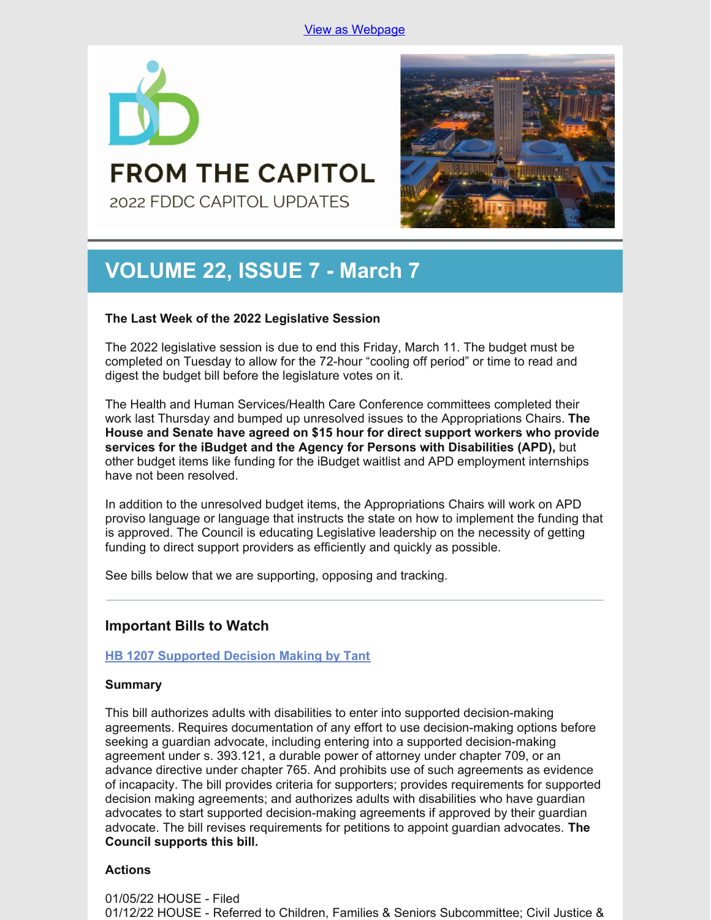View as Webpage

# FROM THE CAPITOL

2022 FDDC CAPITOL UPDATES

## VOLUME 22, ISSUE 7 - March 7

**The Last Week of the 2022 Legislative Session**

The 2022 legislative session is due to end this Friday, March 11. The budget must be completed on Tuesday to allow for the 72-hour "cooling off period" or time to read and digest the budget bill before the legislature votes on it.

The Health and Human Services/Health Care Conference committees completed their work last Thursday and bumped up unresolved issues to the Appropriations Chairs. **The House and Senate have agreed on $15 hour for direct support workers who provide services for the iBudget and the Agency for Persons with Disabilities (APD),** but other budget items like funding for the iBudget waitlist and APD employment internships have not been resolved.

In addition to the unresolved budget items, the Appropriations Chairs will work on APD proviso language or language that instructs the state on how to implement the funding that is approved. The Council is educating Legislative leadership on the necessity of getting funding to direct support providers as efficiently and quickly as possible.

See bills below that we are supporting, opposing and tracking.

---

### Important Bills to Watch

**HB 1207 Supported Decision Making by Tant**

**Summary**

This bill authorizes adults with disabilities to enter into supported decision-making agreements. Requires documentation of any effort to use decision-making options before seeking a guardian advocate, including entering into a supported decision-making agreement under s. 393.121, a durable power of attorney under chapter 709, or an advance directive under chapter 765. And prohibits use of such agreements as evidence of incapacity. The bill provides criteria for supporters; provides requirements for supported decision making agreements; and authorizes adults with disabilities who have guardian advocates to start supported decision-making agreements if approved by their guardian advocate. The bill revises requirements for petitions to appoint guardian advocates. **The Council supports this bill.**

**Actions**

01/05/22 HOUSE - Filed
01/12/22 HOUSE - Referred to Children, Families & Seniors Subcommittee; Civil Justice &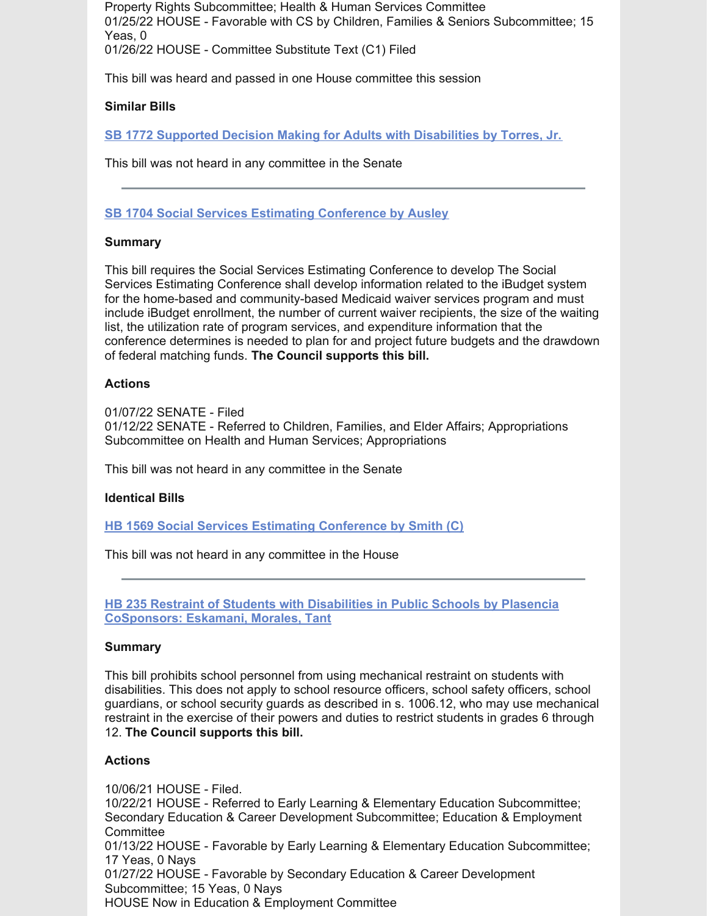Property Rights Subcommittee; Health & Human Services Committee
01/25/22 HOUSE - Favorable with CS by Children, Families & Seniors Subcommittee; 15 Yeas, 0
01/26/22 HOUSE - Committee Substitute Text (C1) Filed

This bill was heard and passed in one House committee this session

**Similar Bills**

**SB 1772 Supported Decision Making for Adults with Disabilities by Torres, Jr.**

This bill was not heard in any committee in the Senate

---

**SB 1704 Social Services Estimating Conference by Ausley**

**Summary**

This bill requires the Social Services Estimating Conference to develop The Social Services Estimating Conference shall develop information related to the iBudget system for the home-based and community-based Medicaid waiver services program and must include iBudget enrollment, the number of current waiver recipients, the size of the waiting list, the utilization rate of program services, and expenditure information that the conference determines is needed to plan for and project future budgets and the drawdown of federal matching funds. **The Council supports this bill.**

**Actions**

01/07/22 SENATE - Filed
01/12/22 SENATE - Referred to Children, Families, and Elder Affairs; Appropriations Subcommittee on Health and Human Services; Appropriations

This bill was not heard in any committee in the Senate

**Identical Bills**

**HB 1569 Social Services Estimating Conference by Smith (C)**

This bill was not heard in any committee in the House

---

**HB 235 Restraint of Students with Disabilities in Public Schools by Plasencia CoSponsors: Eskamani, Morales, Tant**

**Summary**

This bill prohibits school personnel from using mechanical restraint on students with disabilities. This does not apply to school resource officers, school safety officers, school guardians, or school security guards as described in s. 1006.12, who may use mechanical restraint in the exercise of their powers and duties to restrict students in grades 6 through 12. **The Council supports this bill.**

**Actions**

10/06/21 HOUSE - Filed.
10/22/21 HOUSE - Referred to Early Learning & Elementary Education Subcommittee; Secondary Education & Career Development Subcommittee; Education & Employment Committee
01/13/22 HOUSE - Favorable by Early Learning & Elementary Education Subcommittee; 17 Yeas, 0 Nays
01/27/22 HOUSE - Favorable by Secondary Education & Career Development Subcommittee; 15 Yeas, 0 Nays
HOUSE Now in Education & Employment Committee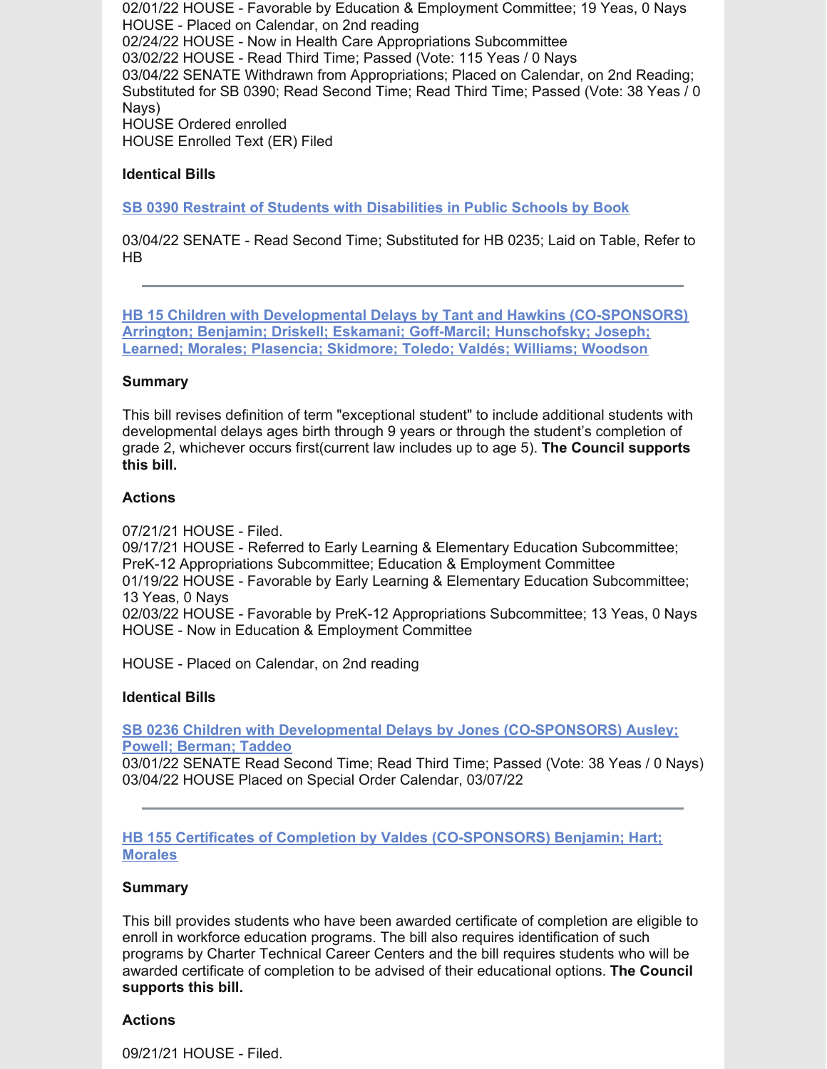02/01/22 HOUSE - Favorable by Education & Employment Committee; 19 Yeas, 0 Nays
HOUSE - Placed on Calendar, on 2nd reading
02/24/22 HOUSE - Now in Health Care Appropriations Subcommittee
03/02/22 HOUSE - Read Third Time; Passed (Vote: 115 Yeas / 0 Nays
03/04/22 SENATE Withdrawn from Appropriations; Placed on Calendar, on 2nd Reading; Substituted for SB 0390; Read Second Time; Read Third Time; Passed (Vote: 38 Yeas / 0 Nays)
HOUSE Ordered enrolled
HOUSE Enrolled Text (ER) Filed

**Identical Bills**

**SB 0390 Restraint of Students with Disabilities in Public Schools by Book**

03/04/22 SENATE - Read Second Time; Substituted for HB 0235; Laid on Table, Refer to HB

---

**HB 15 Children with Developmental Delays by Tant and Hawkins (CO-SPONSORS) Arrington; Benjamin; Driskell; Eskamani; Goff-Marcil; Hunschofsky; Joseph; Learned; Morales; Plasencia; Skidmore; Toledo; Valdés; Williams; Woodson**

**Summary**

This bill revises definition of term "exceptional student" to include additional students with developmental delays ages birth through 9 years or through the student's completion of grade 2, whichever occurs first(current law includes up to age 5). **The Council supports this bill.**

**Actions**

07/21/21 HOUSE - Filed.
09/17/21 HOUSE - Referred to Early Learning & Elementary Education Subcommittee; PreK-12 Appropriations Subcommittee; Education & Employment Committee
01/19/22 HOUSE - Favorable by Early Learning & Elementary Education Subcommittee; 13 Yeas, 0 Nays
02/03/22 HOUSE - Favorable by PreK-12 Appropriations Subcommittee; 13 Yeas, 0 Nays
HOUSE - Now in Education & Employment Committee

HOUSE - Placed on Calendar, on 2nd reading

**Identical Bills**

**SB 0236 Children with Developmental Delays by Jones (CO-SPONSORS) Ausley; Powell; Berman; Taddeo**
03/01/22 SENATE Read Second Time; Read Third Time; Passed (Vote: 38 Yeas / 0 Nays)
03/04/22 HOUSE Placed on Special Order Calendar, 03/07/22

---

**HB 155 Certificates of Completion by Valdes (CO-SPONSORS) Benjamin; Hart; Morales**

**Summary**

This bill provides students who have been awarded certificate of completion are eligible to enroll in workforce education programs. The bill also requires identification of such programs by Charter Technical Career Centers and the bill requires students who will be awarded certificate of completion to be advised of their educational options. **The Council supports this bill.**

**Actions**

09/21/21 HOUSE - Filed.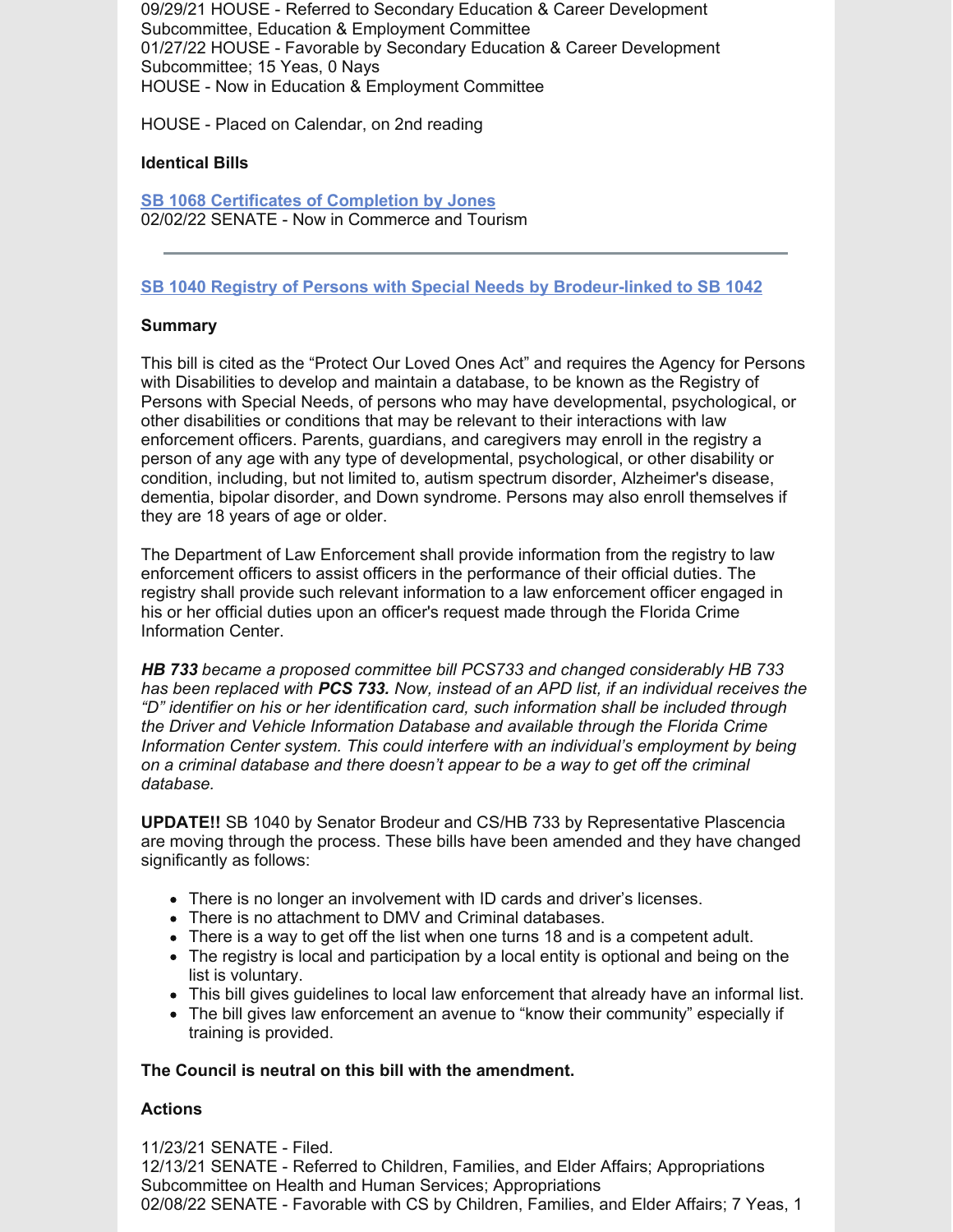09/29/21 HOUSE - Referred to Secondary Education & Career Development Subcommittee, Education & Employment Committee
01/27/22 HOUSE - Favorable by Secondary Education & Career Development Subcommittee; 15 Yeas, 0 Nays
HOUSE - Now in Education & Employment Committee

HOUSE - Placed on Calendar, on 2nd reading

**Identical Bills**

**SB 1068 Certificates of Completion by Jones**
02/02/22 SENATE - Now in Commerce and Tourism

---

**SB 1040 Registry of Persons with Special Needs by Brodeur-linked to SB 1042**

**Summary**

This bill is cited as the "Protect Our Loved Ones Act" and requires the Agency for Persons with Disabilities to develop and maintain a database, to be known as the Registry of Persons with Special Needs, of persons who may have developmental, psychological, or other disabilities or conditions that may be relevant to their interactions with law enforcement officers. Parents, guardians, and caregivers may enroll in the registry a person of any age with any type of developmental, psychological, or other disability or condition, including, but not limited to, autism spectrum disorder, Alzheimer's disease, dementia, bipolar disorder, and Down syndrome. Persons may also enroll themselves if they are 18 years of age or older.

The Department of Law Enforcement shall provide information from the registry to law enforcement officers to assist officers in the performance of their official duties. The registry shall provide such relevant information to a law enforcement officer engaged in his or her official duties upon an officer's request made through the Florida Crime Information Center.

***HB 733** became a proposed committee bill PCS733 and changed considerably HB 733 has been replaced with **PCS 733.** Now, instead of an APD list, if an individual receives the "D" identifier on his or her identification card, such information shall be included through the Driver and Vehicle Information Database and available through the Florida Crime Information Center system. This could interfere with an individual's employment by being on a criminal database and there doesn't appear to be a way to get off the criminal database.*

**UPDATE!!** SB 1040 by Senator Brodeur and CS/HB 733 by Representative Plascencia are moving through the process. These bills have been amended and they have changed significantly as follows:

- There is no longer an involvement with ID cards and driver's licenses.
- There is no attachment to DMV and Criminal databases.
- There is a way to get off the list when one turns 18 and is a competent adult.
- The registry is local and participation by a local entity is optional and being on the list is voluntary.
- This bill gives guidelines to local law enforcement that already have an informal list.
- The bill gives law enforcement an avenue to "know their community" especially if training is provided.

**The Council is neutral on this bill with the amendment.**

**Actions**

11/23/21 SENATE - Filed.
12/13/21 SENATE - Referred to Children, Families, and Elder Affairs; Appropriations Subcommittee on Health and Human Services; Appropriations
02/08/22 SENATE - Favorable with CS by Children, Families, and Elder Affairs; 7 Yeas, 1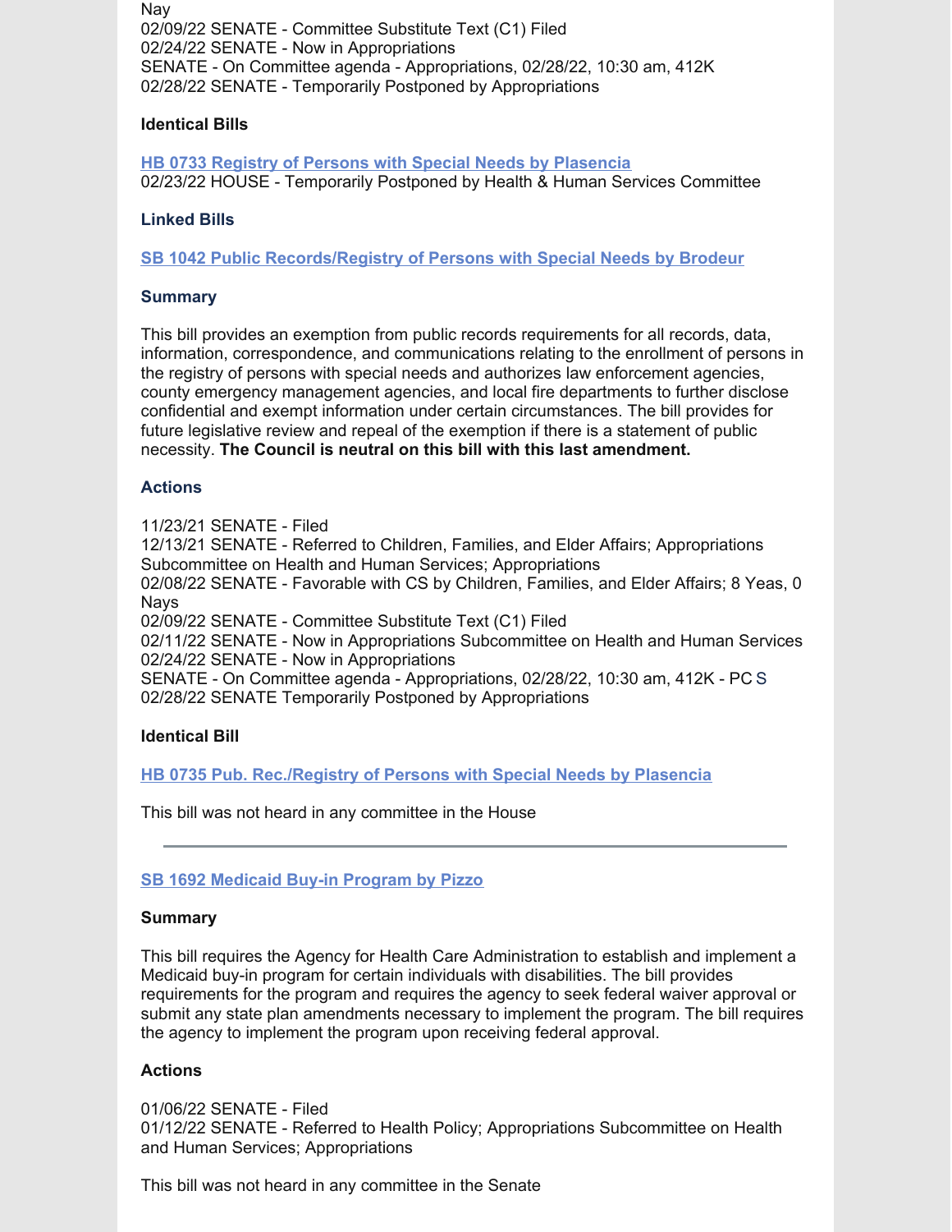Nay
02/09/22 SENATE - Committee Substitute Text (C1) Filed
02/24/22 SENATE - Now in Appropriations
SENATE - On Committee agenda - Appropriations, 02/28/22, 10:30 am, 412K
02/28/22 SENATE - Temporarily Postponed by Appropriations

#### Identical Bills

**[HB 0733 Registry of Persons with Special Needs by Plasencia]()**
02/23/22 HOUSE - Temporarily Postponed by Health & Human Services Committee

#### Linked Bills

**[SB 1042 Public Records/Registry of Persons with Special Needs by Brodeur]()**

#### Summary

This bill provides an exemption from public records requirements for all records, data, information, correspondence, and communications relating to the enrollment of persons in the registry of persons with special needs and authorizes law enforcement agencies, county emergency management agencies, and local fire departments to further disclose confidential and exempt information under certain circumstances. The bill provides for future legislative review and repeal of the exemption if there is a statement of public necessity. **The Council is neutral on this bill with this last amendment.**

#### Actions

11/23/21 SENATE - Filed
12/13/21 SENATE - Referred to Children, Families, and Elder Affairs; Appropriations Subcommittee on Health and Human Services; Appropriations
02/08/22 SENATE - Favorable with CS by Children, Families, and Elder Affairs; 8 Yeas, 0 Nays
02/09/22 SENATE - Committee Substitute Text (C1) Filed
02/11/22 SENATE - Now in Appropriations Subcommittee on Health and Human Services
02/24/22 SENATE - Now in Appropriations
SENATE - On Committee agenda - Appropriations, 02/28/22, 10:30 am, 412K - PC S
02/28/22 SENATE Temporarily Postponed by Appropriations

#### Identical Bill

**[HB 0735 Pub. Rec./Registry of Persons with Special Needs by Plasencia]()**

This bill was not heard in any committee in the House

---

### [SB 1692 Medicaid Buy-in Program by Pizzo]()

#### Summary

This bill requires the Agency for Health Care Administration to establish and implement a Medicaid buy-in program for certain individuals with disabilities. The bill provides requirements for the program and requires the agency to seek federal waiver approval or submit any state plan amendments necessary to implement the program. The bill requires the agency to implement the program upon receiving federal approval.

#### Actions

01/06/22 SENATE - Filed
01/12/22 SENATE - Referred to Health Policy; Appropriations Subcommittee on Health and Human Services; Appropriations

This bill was not heard in any committee in the Senate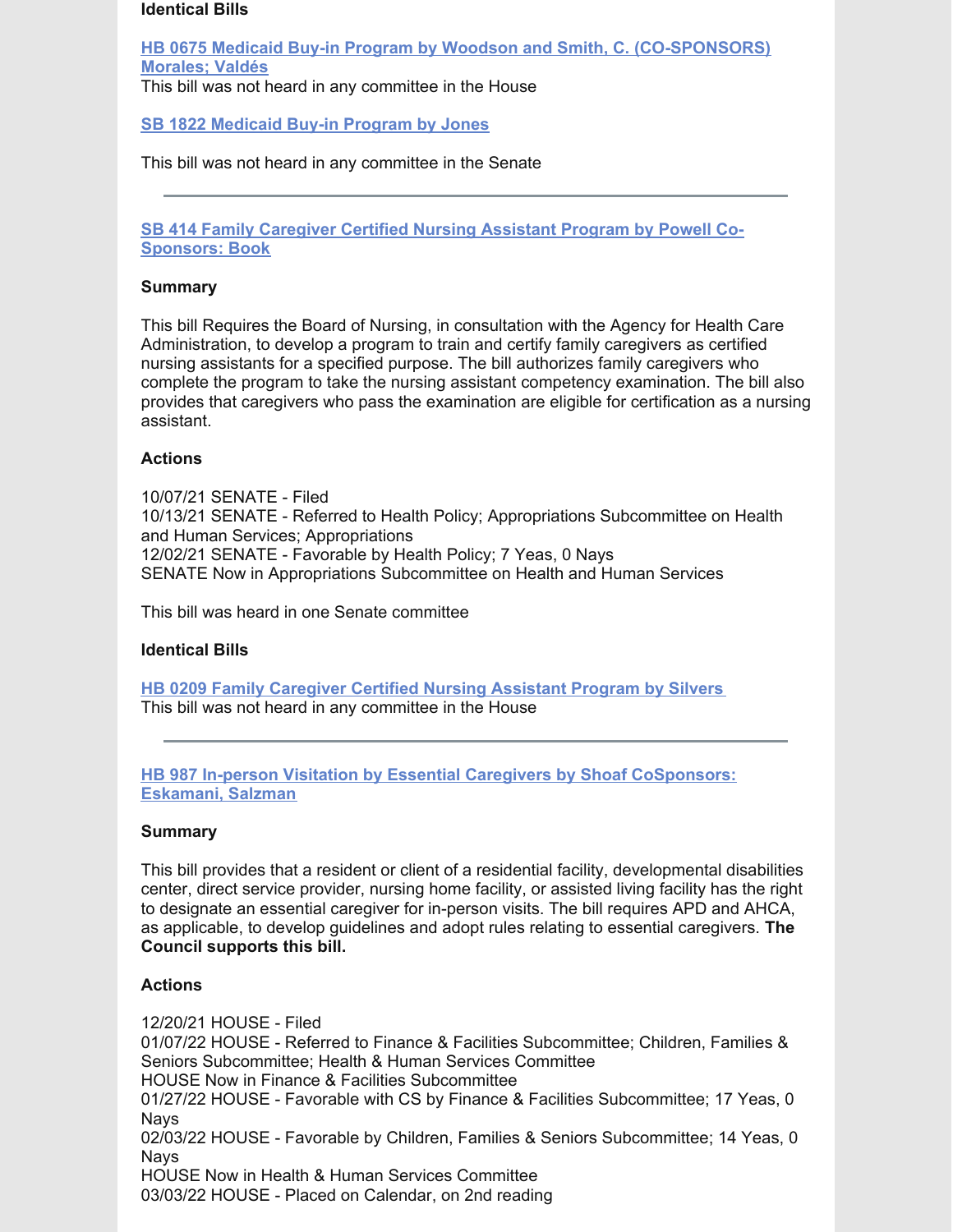**Identical Bills**

[HB 0675 Medicaid Buy-in Program by Woodson and Smith, C. (CO-SPONSORS) Morales; Valdés]
This bill was not heard in any committee in the House

[SB 1822 Medicaid Buy-in Program by Jones]

This bill was not heard in any committee in the Senate

---

[SB 414 Family Caregiver Certified Nursing Assistant Program by Powell Co-Sponsors: Book]

**Summary**

This bill Requires the Board of Nursing, in consultation with the Agency for Health Care Administration, to develop a program to train and certify family caregivers as certified nursing assistants for a specified purpose. The bill authorizes family caregivers who complete the program to take the nursing assistant competency examination. The bill also provides that caregivers who pass the examination are eligible for certification as a nursing assistant.

**Actions**

10/07/21 SENATE - Filed
10/13/21 SENATE - Referred to Health Policy; Appropriations Subcommittee on Health and Human Services; Appropriations
12/02/21 SENATE - Favorable by Health Policy; 7 Yeas, 0 Nays
SENATE Now in Appropriations Subcommittee on Health and Human Services

This bill was heard in one Senate committee

**Identical Bills**

[HB 0209 Family Caregiver Certified Nursing Assistant Program by Silvers]
This bill was not heard in any committee in the House

---

[HB 987 In-person Visitation by Essential Caregivers by Shoaf CoSponsors: Eskamani, Salzman]

**Summary**

This bill provides that a resident or client of a residential facility, developmental disabilities center, direct service provider, nursing home facility, or assisted living facility has the right to designate an essential caregiver for in-person visits. The bill requires APD and AHCA, as applicable, to develop guidelines and adopt rules relating to essential caregivers. **The Council supports this bill.**

**Actions**

12/20/21 HOUSE - Filed
01/07/22 HOUSE - Referred to Finance & Facilities Subcommittee; Children, Families & Seniors Subcommittee; Health & Human Services Committee
HOUSE Now in Finance & Facilities Subcommittee
01/27/22 HOUSE - Favorable with CS by Finance & Facilities Subcommittee; 17 Yeas, 0 Nays
02/03/22 HOUSE - Favorable by Children, Families & Seniors Subcommittee; 14 Yeas, 0 Nays
HOUSE Now in Health & Human Services Committee
03/03/22 HOUSE - Placed on Calendar, on 2nd reading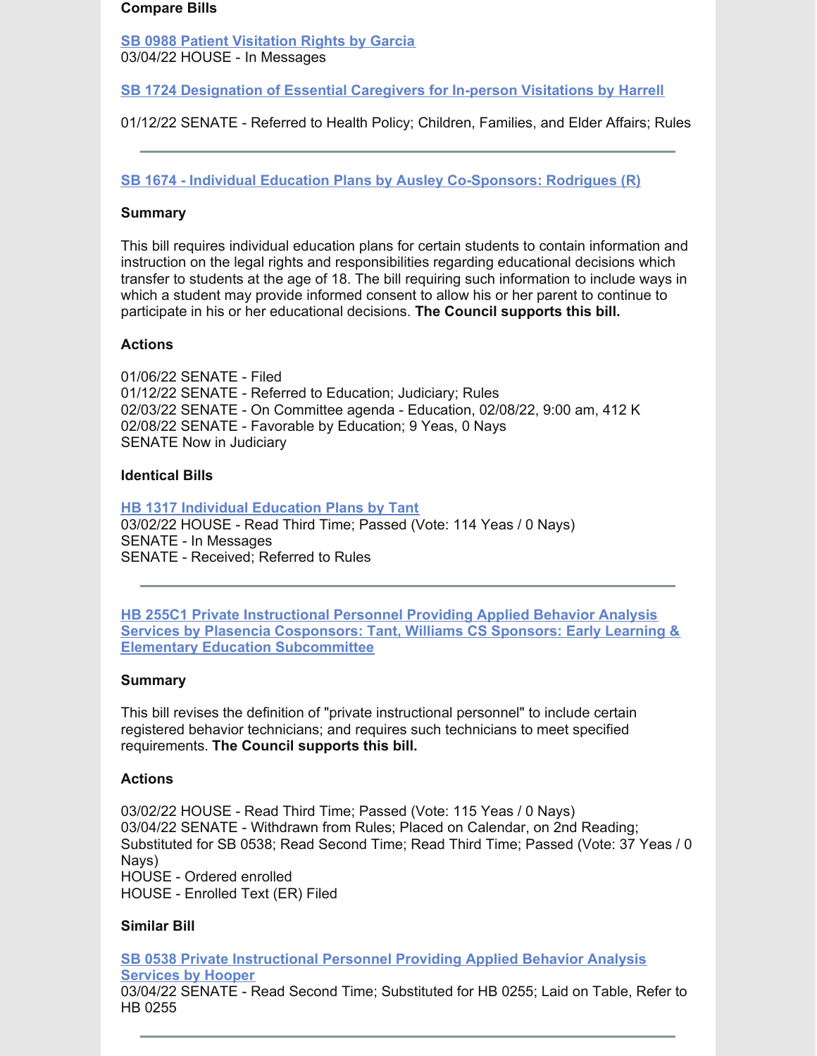**Compare Bills**

[SB 0988 Patient Visitation Rights by Garcia](#)
03/04/22 HOUSE - In Messages

[SB 1724 Designation of Essential Caregivers for In-person Visitations by Harrell](#)

01/12/22 SENATE - Referred to Health Policy; Children, Families, and Elder Affairs; Rules

---

[SB 1674 - Individual Education Plans by Ausley Co-Sponsors: Rodrigues (R)](#)

**Summary**

This bill requires individual education plans for certain students to contain information and instruction on the legal rights and responsibilities regarding educational decisions which transfer to students at the age of 18. The bill requiring such information to include ways in which a student may provide informed consent to allow his or her parent to continue to participate in his or her educational decisions. **The Council supports this bill.**

**Actions**

01/06/22 SENATE - Filed
01/12/22 SENATE - Referred to Education; Judiciary; Rules
02/03/22 SENATE - On Committee agenda - Education, 02/08/22, 9:00 am, 412 K
02/08/22 SENATE - Favorable by Education; 9 Yeas, 0 Nays
SENATE Now in Judiciary

**Identical Bills**

[HB 1317 Individual Education Plans by Tant](#)
03/02/22 HOUSE - Read Third Time; Passed (Vote: 114 Yeas / 0 Nays)
SENATE - In Messages
SENATE - Received; Referred to Rules

---

[HB 255C1 Private Instructional Personnel Providing Applied Behavior Analysis Services by Plasencia Cosponsors: Tant, Williams CS Sponsors: Early Learning & Elementary Education Subcommittee](#)

**Summary**

This bill revises the definition of "private instructional personnel" to include certain registered behavior technicians; and requires such technicians to meet specified requirements. **The Council supports this bill.**

**Actions**

03/02/22 HOUSE - Read Third Time; Passed (Vote: 115 Yeas / 0 Nays)
03/04/22 SENATE - Withdrawn from Rules; Placed on Calendar, on 2nd Reading; Substituted for SB 0538; Read Second Time; Read Third Time; Passed (Vote: 37 Yeas / 0 Nays)
HOUSE - Ordered enrolled
HOUSE - Enrolled Text (ER) Filed

**Similar Bill**

[SB 0538 Private Instructional Personnel Providing Applied Behavior Analysis Services by Hooper](#)
03/04/22 SENATE - Read Second Time; Substituted for HB 0255; Laid on Table, Refer to HB 0255

---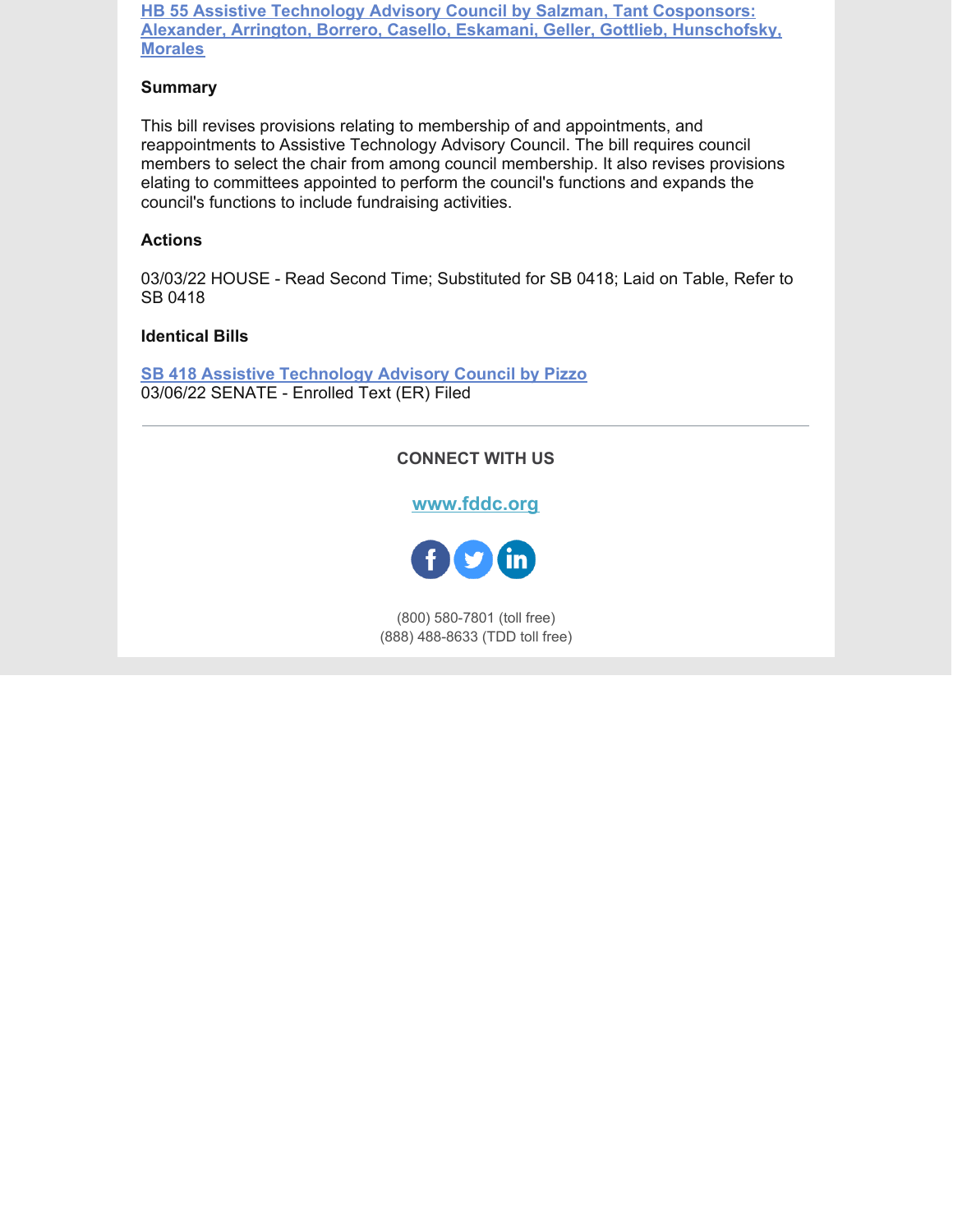**[HB 55 Assistive Technology Advisory Council by Salzman, Tant Cosponsors: Alexander, Arrington, Borrero, Casello, Eskamani, Geller, Gottlieb, Hunschofsky, Morales](#)**

**Summary**

This bill revises provisions relating to membership of and appointments, and reappointments to Assistive Technology Advisory Council. The bill requires council members to select the chair from among council membership. It also revises provisions elating to committees appointed to perform the council's functions and expands the council's functions to include fundraising activities.

**Actions**

03/03/22 HOUSE - Read Second Time; Substituted for SB 0418; Laid on Table, Refer to SB 0418

**Identical Bills**

**[SB 418 Assistive Technology Advisory Council by Pizzo](#)**
03/06/22 SENATE - Enrolled Text (ER) Filed

---

**CONNECT WITH US**

**www.fddc.org**

(800) 580-7801 (toll free)
(888) 488-8633 (TDD toll free)